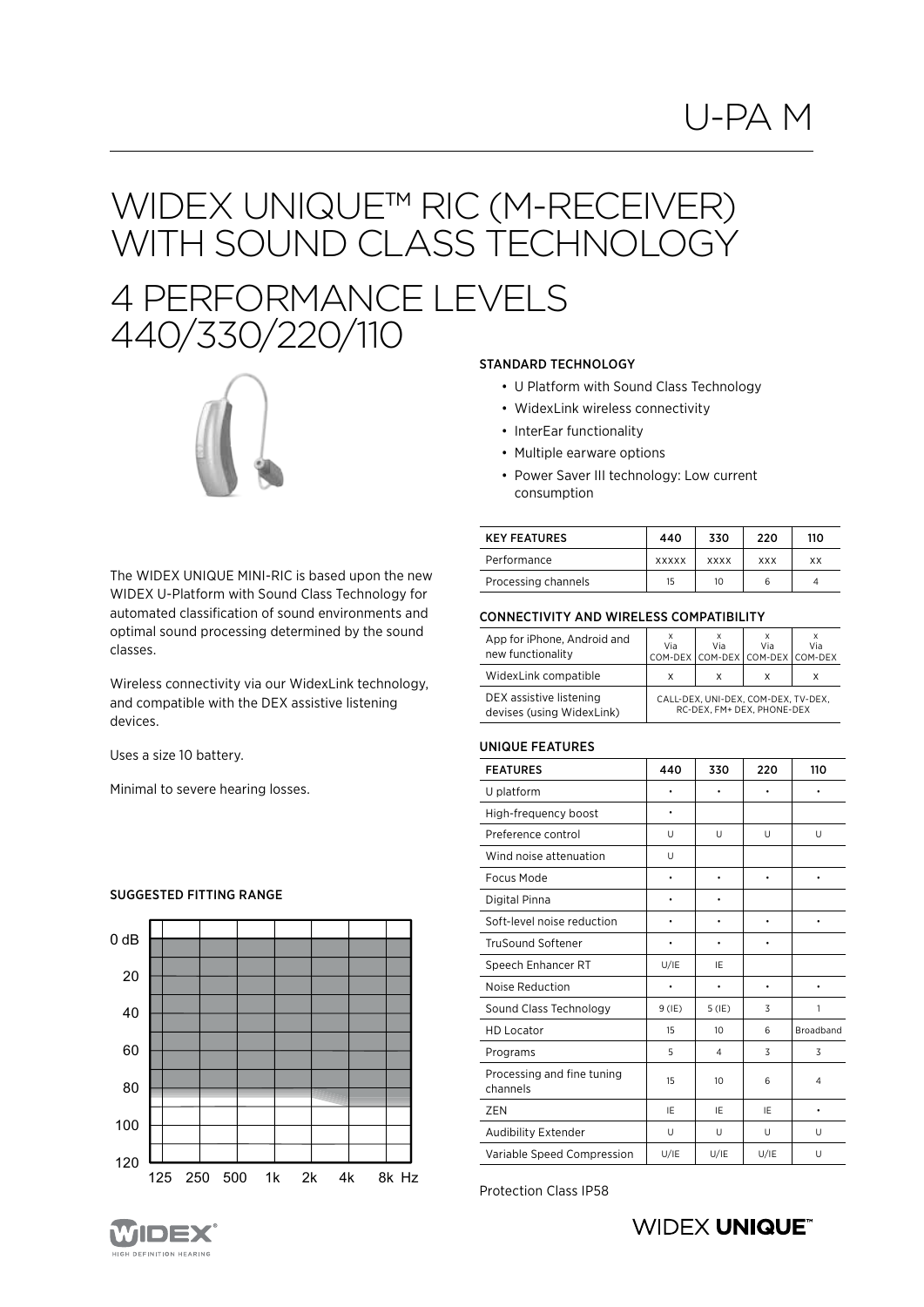# U-PA M

# WIDEX UNIQUE™ RIC (M-RECEIVER) WITH SOUND CLASS TECHNOLOGY

## 4 PERFORMANCE LEVELS 440/330/220/110

The WIDEX UNIQUE MINI-RIC is based upon the new WIDEX U-Platform with Sound Class Technology for automated classification of sound environments and optimal sound processing determined by the sound classes.

Wireless connectivity via our WidexLink technology, and compatible with the DEX assistive listening devices.

Uses a size 10 battery.

Minimal to severe hearing losses.

### SUGGESTED FITTING RANGE

### STANDARD TECHNOLOGY

- U Platform with Sound Class Technology
- WidexLink wireless connectivity
- InterEar functionality
- Multiple earware options
- Power Saver III technology: Low current consumption

| KEY FEATURES | 440 | 330 | 220 | 110 |
|---|---|---|---|---|
| Performance | XXXXX | XXXX | XXX | XX |
| Processing channels | 15 | 10 | 6 | 4 |

### CONNECTIVITY AND WIRELESS COMPATIBILITY

| | | | | |
|---|---|---|---|---|
| App for iPhone, Android and new functionality | X Via COM-DEX | X Via COM-DEX | X Via COM-DEX | X Via COM-DEX |
| WidexLink compatible | X | X | X | X |
| DEX assistive listening devises (using WidexLink) | CALL-DEX, UNI-DEX, COM-DEX, TV-DEX, RC-DEX, FM+ DEX, PHONE-DEX | | | |

### UNIQUE FEATURES

| FEATURES | 440 | 330 | 220 | 110 |
|---|---|---|---|---|
| U platform | • | • | • | • |
| High-frequency boost | • | | | |
| Preference control | U | U | U | U |
| Wind noise attenuation | U | | | |
| Focus Mode | • | • | • | • |
| Digital Pinna | • | • | | |
| Soft-level noise reduction | • | • | • | • |
| TruSound Softener | • | • | • | |
| Speech Enhancer RT | U/IE | IE | | |
| Noise Reduction | • | • | • | • |
| Sound Class Technology | 9 (IE) | 5 (IE) | 3 | 1 |
| HD Locator | 15 | 10 | 6 | Broadband |
| Programs | 5 | 4 | 3 | 3 |
| Processing and fine tuning channels | 15 | 10 | 6 | 4 |
| ZEN | IE | IE | IE | • |
| Audibility Extender | U | U | U | U |
| Variable Speed Compression | U/IE | U/IE | U/IE | U |

Protection Class IP58

WIDEX UNIQUE™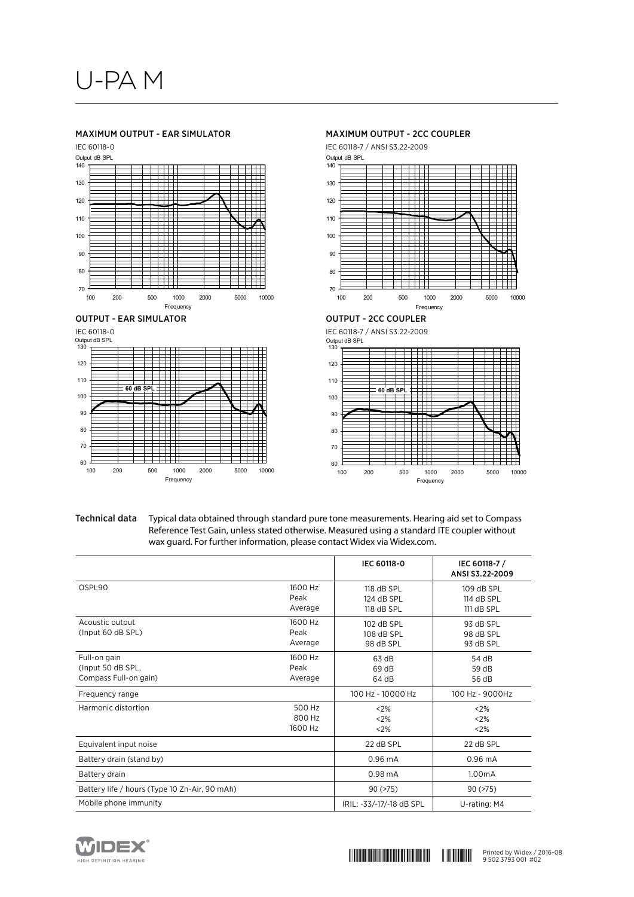# U-PA M

## MAXIMUM OUTPUT - EAR SIMULATOR

IEC 60118-0

Output dB SPL

140
130
120
110
100
90
80
70

100 200 500 1000 2000 5000 10000

Frequency

## MAXIMUM OUTPUT - 2CC COUPLER

IEC 60118-7 / ANSI S3.22-2009

Output dB SPL

140
130
120
110
100
90
80
70

100 200 500 1000 2000 5000 10000

Frequency

## OUTPUT - EAR SIMULATOR

IEC 60118-0

Output dB SPL

130
120
110
100
90
80
70
60

60 dB SPL

100 200 500 1000 2000 5000 10000

Frequency

## OUTPUT - 2CC COUPLER

IEC 60118-7 / ANSI S3.22-2009

Output dB SPL

130
120
110
100
90
80
70
60

60 dB SPL

100 200 500 1000 2000 5000 10000

Frequency

**Technical data** Typical data obtained through standard pure tone measurements. Hearing aid set to Compass Reference Test Gain, unless stated otherwise. Measured using a standard ITE coupler without wax guard. For further information, please contact Widex via Widex.com.

| | | IEC 60118-0 | IEC 60118-7 / ANSI S3.22-2009 |
|---|---|---|---|
| OSPL90 | 1600 Hz<br>Peak<br>Average | 118 dB SPL<br>124 dB SPL<br>118 dB SPL | 109 dB SPL<br>114 dB SPL<br>111 dB SPL |
| Acoustic output<br>(Input 60 dB SPL) | 1600 Hz<br>Peak<br>Average | 102 dB SPL<br>108 dB SPL<br>98 dB SPL | 93 dB SPL<br>98 dB SPL<br>93 dB SPL |
| Full-on gain<br>(Input 50 dB SPL,<br>Compass Full-on gain) | 1600 Hz<br>Peak<br>Average | 63 dB<br>69 dB<br>64 dB | 54 dB<br>59 dB<br>56 dB |
| Frequency range | | 100 Hz - 10000 Hz | 100 Hz - 9000Hz |
| Harmonic distortion | 500 Hz<br>800 Hz<br>1600 Hz | <2%<br><2%<br><2% | <2%<br><2%<br><2% |
| Equivalent input noise | | 22 dB SPL | 22 dB SPL |
| Battery drain (stand by) | | 0.96 mA | 0.96 mA |
| Battery drain | | 0.98 mA | 1.00mA |
| Battery life / hours (Type 10 Zn-Air, 90 mAh) | | 90 (>75) | 90 (>75) |
| Mobile phone immunity | | IRIL: -33/-17/-18 dB SPL | U-rating: M4 |

WIDEX HIGH DEFINITION HEARING

Printed by Widex / 2016-08
9 502 3793 001 #02